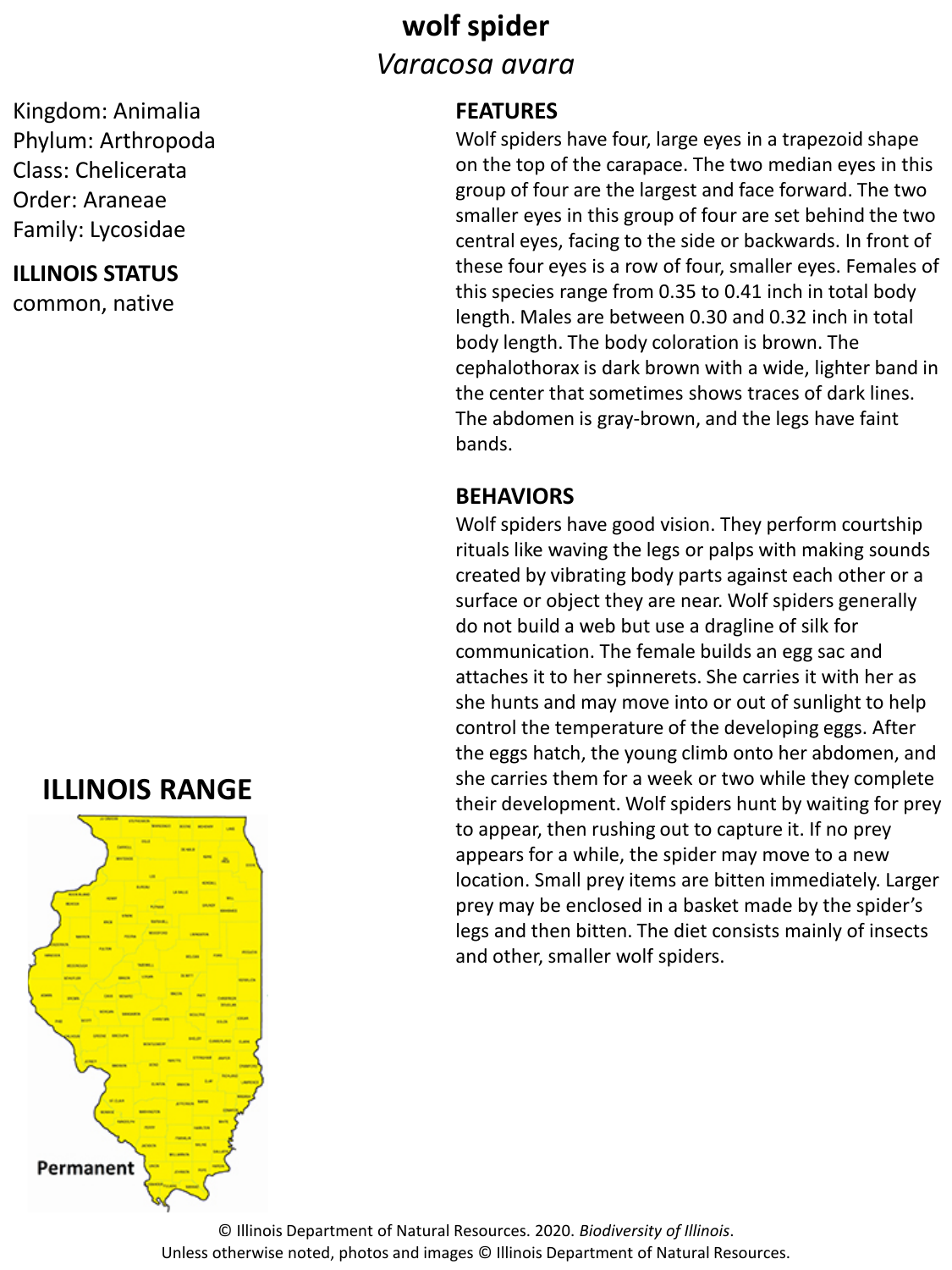# wolf spider

*Varacosa avara*

Kingdom: Animalia
Phylum: Arthropoda
Class: Chelicerata
Order: Araneae
Family: Lycosidae

**ILLINOIS STATUS**

common, native

## FEATURES

Wolf spiders have four, large eyes in a trapezoid shape on the top of the carapace. The two median eyes in this group of four are the largest and face forward. The two smaller eyes in this group of four are set behind the two central eyes, facing to the side or backwards. In front of these four eyes is a row of four, smaller eyes. Females of this species range from 0.35 to 0.41 inch in total body length. Males are between 0.30 and 0.32 inch in total body length. The body coloration is brown. The cephalothorax is dark brown with a wide, lighter band in the center that sometimes shows traces of dark lines. The abdomen is gray-brown, and the legs have faint bands.

## BEHAVIORS

Wolf spiders have good vision. They perform courtship rituals like waving the legs or palps with making sounds created by vibrating body parts against each other or a surface or object they are near. Wolf spiders generally do not build a web but use a dragline of silk for communication. The female builds an egg sac and attaches it to her spinnerets. She carries it with her as she hunts and may move into or out of sunlight to help control the temperature of the developing eggs. After the eggs hatch, the young climb onto her abdomen, and she carries them for a week or two while they complete their development. Wolf spiders hunt by waiting for prey to appear, then rushing out to capture it. If no prey appears for a while, the spider may move to a new location. Small prey items are bitten immediately. Larger prey may be enclosed in a basket made by the spider's legs and then bitten. The diet consists mainly of insects and other, smaller wolf spiders.

## ILLINOIS RANGE

Permanent

© Illinois Department of Natural Resources. 2020. *Biodiversity of Illinois*.
Unless otherwise noted, photos and images © Illinois Department of Natural Resources.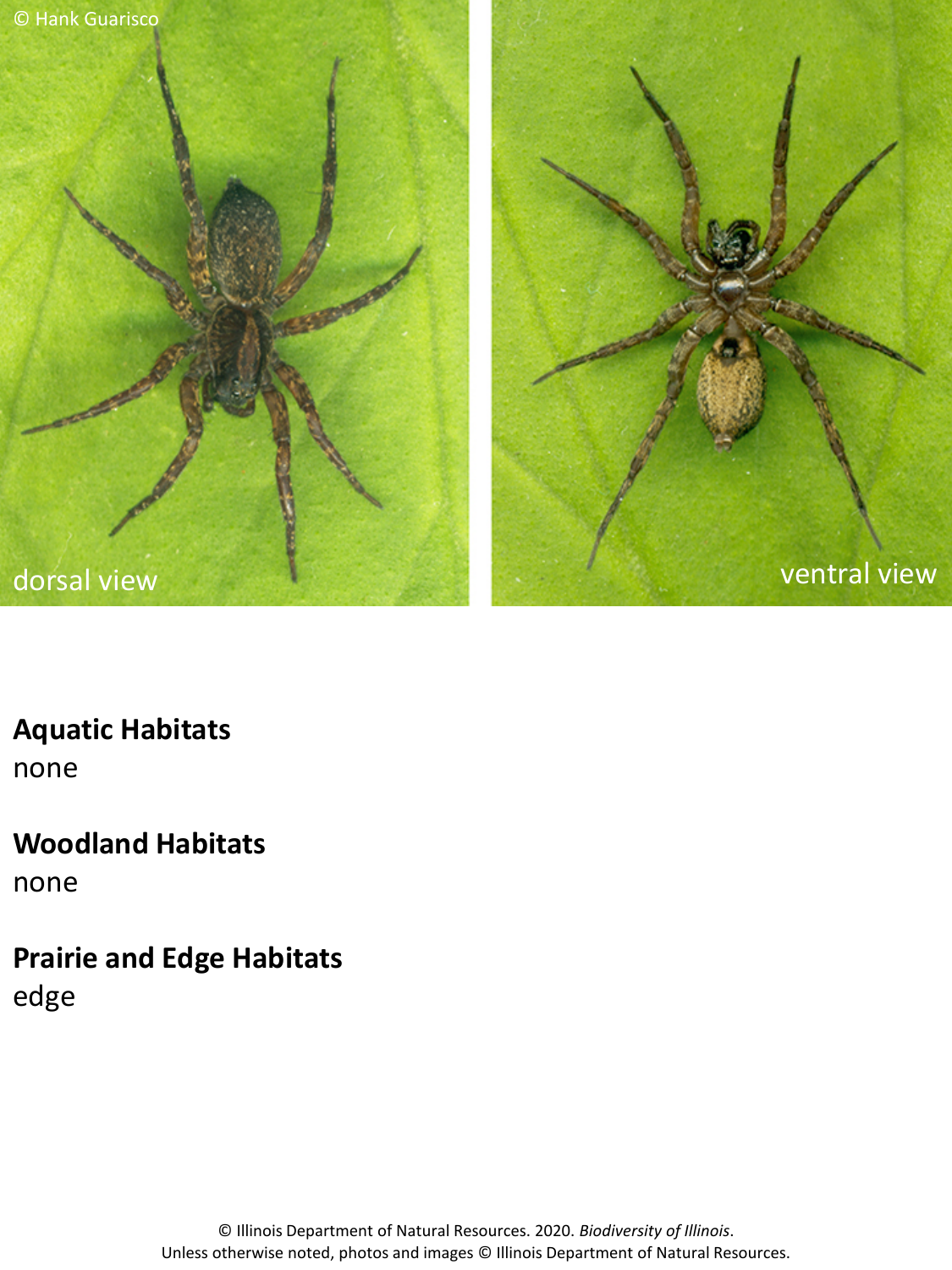© Hank Guarisco

dorsal view

ventral view

**Aquatic Habitats**
none

**Woodland Habitats**
none

**Prairie and Edge Habitats**
edge

© Illinois Department of Natural Resources. 2020. *Biodiversity of Illinois*.
Unless otherwise noted, photos and images © Illinois Department of Natural Resources.